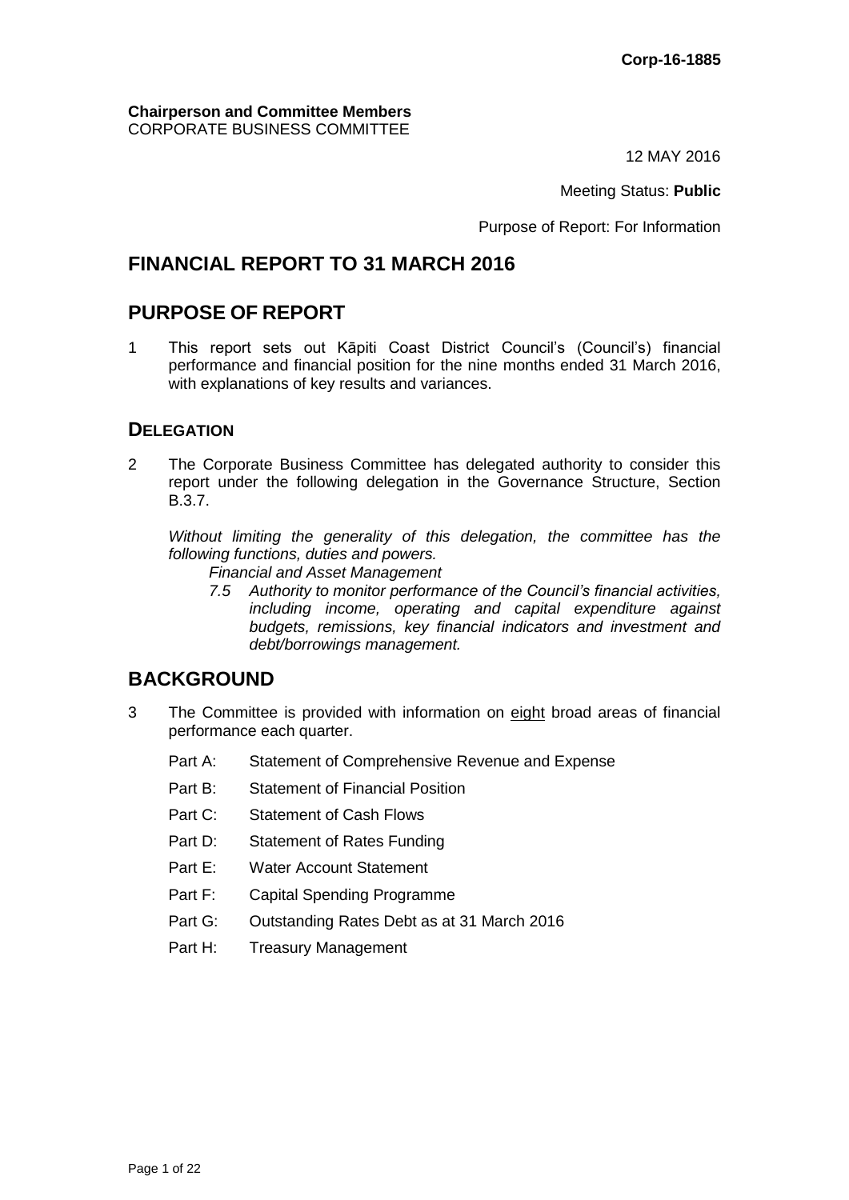Corp-16-1885

**Chairperson and Committee Members**
CORPORATE BUSINESS COMMITTEE

12 MAY 2016

Meeting Status: **Public**

Purpose of Report: For Information

# FINANCIAL REPORT TO 31 MARCH 2016

## PURPOSE OF REPORT

1 This report sets out Kāpiti Coast District Council's (Council's) financial performance and financial position for the nine months ended 31 March 2016, with explanations of key results and variances.

### DELEGATION

2 The Corporate Business Committee has delegated authority to consider this report under the following delegation in the Governance Structure, Section B.3.7.

*Without limiting the generality of this delegation, the committee has the following functions, duties and powers.*

*Financial and Asset Management*

*7.5 Authority to monitor performance of the Council's financial activities, including income, operating and capital expenditure against budgets, remissions, key financial indicators and investment and debt/borrowings management.*

## BACKGROUND

3 The Committee is provided with information on eight broad areas of financial performance each quarter.

- Part A: Statement of Comprehensive Revenue and Expense
- Part B: Statement of Financial Position
- Part C: Statement of Cash Flows
- Part D: Statement of Rates Funding
- Part E: Water Account Statement
- Part F: Capital Spending Programme
- Part G: Outstanding Rates Debt as at 31 March 2016
- Part H: Treasury Management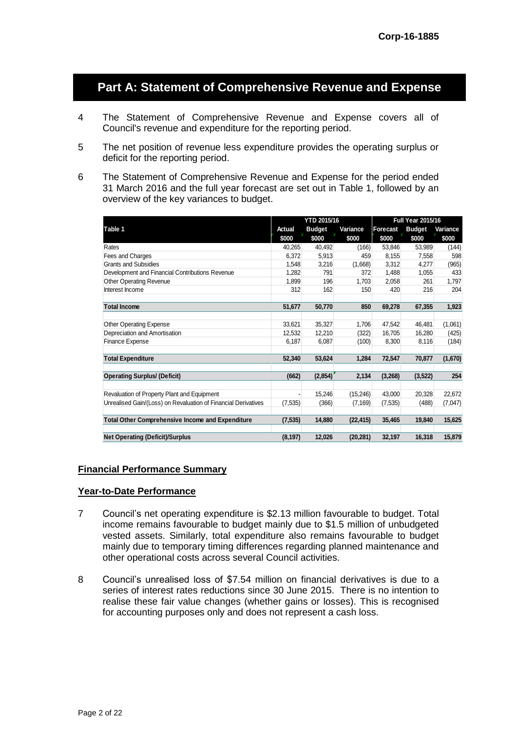## Part A: Statement of Comprehensive Revenue and Expense

4 The Statement of Comprehensive Revenue and Expense covers all of Council's revenue and expenditure for the reporting period.

5 The net position of revenue less expenditure provides the operating surplus or deficit for the reporting period.

6 The Statement of Comprehensive Revenue and Expense for the period ended 31 March 2016 and the full year forecast are set out in Table 1, followed by an overview of the key variances to budget.

| Table 1 | YTD 2015/16 | | | Full Year 2015/16 | | |
|---|---|---|---|---|---|---|
| | Actual $000 | Budget $000 | Variance $000 | Forecast $000 | Budget $000 | Variance $000 |
| Rates | 40,265 | 40,492 | (166) | 53,846 | 53,989 | (144) |
| Fees and Charges | 6,372 | 5,913 | 459 | 8,155 | 7,558 | 598 |
| Grants and Subsidies | 1,548 | 3,216 | (1,668) | 3,312 | 4,277 | (965) |
| Development and Financial Contributions Revenue | 1,282 | 791 | 372 | 1,488 | 1,055 | 433 |
| Other Operating Revenue | 1,899 | 196 | 1,703 | 2,058 | 261 | 1,797 |
| Interest Income | 312 | 162 | 150 | 420 | 216 | 204 |
| **Total Income** | **51,677** | **50,770** | **850** | **69,278** | **67,355** | **1,923** |
| Other Operating Expense | 33,621 | 35,327 | 1,706 | 47,542 | 46,481 | (1,061) |
| Depreciation and Amortisation | 12,532 | 12,210 | (322) | 16,705 | 16,280 | (425) |
| Finance Expense | 6,187 | 6,087 | (100) | 8,300 | 8,116 | (184) |
| **Total Expenditure** | **52,340** | **53,624** | **1,284** | **72,547** | **70,877** | **(1,670)** |
| **Operating Surplus/ (Deficit)** | **(662)** | **(2,854)** | **2,134** | **(3,268)** | **(3,522)** | **254** |
| Revaluation of Property Plant and Equipment | - | 15,246 | (15,246) | 43,000 | 20,328 | 22,672 |
| Unrealised Gain/(Loss) on Revaluation of Financial Derivatives | (7,535) | (366) | (7,169) | (7,535) | (488) | (7,047) |
| **Total Other Comprehensive Income and Expenditure** | **(7,535)** | **14,880** | **(22,415)** | **35,465** | **19,840** | **15,625** |
| **Net Operating (Deficit)/Surplus** | **(8,197)** | **12,026** | **(20,281)** | **32,197** | **16,318** | **15,879** |

### Financial Performance Summary

### Year-to-Date Performance

7 Council's net operating expenditure is $2.13 million favourable to budget. Total income remains favourable to budget mainly due to $1.5 million of unbudgeted vested assets. Similarly, total expenditure also remains favourable to budget mainly due to temporary timing differences regarding planned maintenance and other operational costs across several Council activities.

8 Council's unrealised loss of $7.54 million on financial derivatives is due to a series of interest rates reductions since 30 June 2015. There is no intention to realise these fair value changes (whether gains or losses). This is recognised for accounting purposes only and does not represent a cash loss.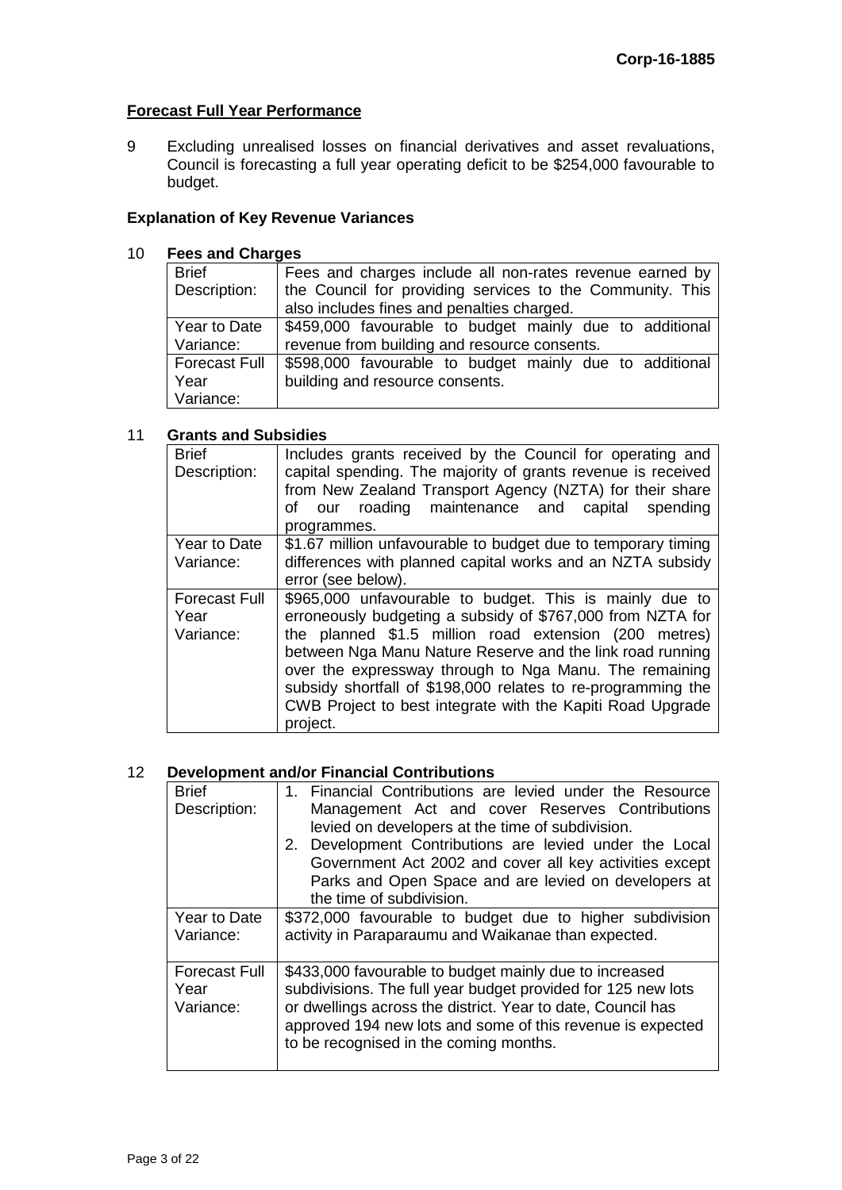## Forecast Full Year Performance

9 Excluding unrealised losses on financial derivatives and asset revaluations, Council is forecasting a full year operating deficit to be $254,000 favourable to budget.

### Explanation of Key Revenue Variances

10 **Fees and Charges**

| Brief Description: | Fees and charges include all non-rates revenue earned by the Council for providing services to the Community. This also includes fines and penalties charged. |
|---|---|
| Year to Date Variance: | $459,000 favourable to budget mainly due to additional revenue from building and resource consents. |
| Forecast Full Year Variance: | $598,000 favourable to budget mainly due to additional building and resource consents. |

11 **Grants and Subsidies**

| Brief Description: | Includes grants received by the Council for operating and capital spending. The majority of grants revenue is received from New Zealand Transport Agency (NZTA) for their share of our roading maintenance and capital spending programmes. |
|---|---|
| Year to Date Variance: | $1.67 million unfavourable to budget due to temporary timing differences with planned capital works and an NZTA subsidy error (see below). |
| Forecast Full Year Variance: | $965,000 unfavourable to budget. This is mainly due to erroneously budgeting a subsidy of $767,000 from NZTA for the planned $1.5 million road extension (200 metres) between Nga Manu Nature Reserve and the link road running over the expressway through to Nga Manu. The remaining subsidy shortfall of $198,000 relates to re-programming the CWB Project to best integrate with the Kapiti Road Upgrade project. |

12 **Development and/or Financial Contributions**

| Brief Description: | 1. Financial Contributions are levied under the Resource Management Act and cover Reserves Contributions levied on developers at the time of subdivision.<br>2. Development Contributions are levied under the Local Government Act 2002 and cover all key activities except Parks and Open Space and are levied on developers at the time of subdivision. |
|---|---|
| Year to Date Variance: | $372,000 favourable to budget due to higher subdivision activity in Paraparaumu and Waikanae than expected. |
| Forecast Full Year Variance: | $433,000 favourable to budget mainly due to increased subdivisions. The full year budget provided for 125 new lots or dwellings across the district. Year to date, Council has approved 194 new lots and some of this revenue is expected to be recognised in the coming months. |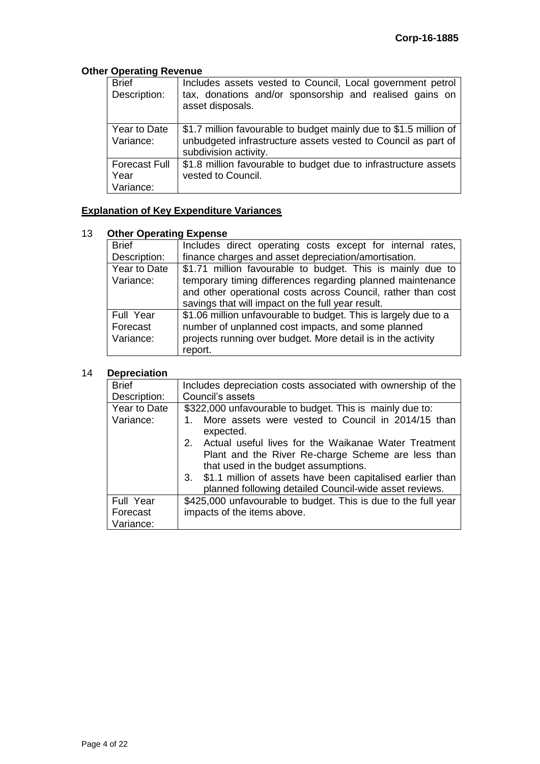**Other Operating Revenue**

| | |
|---|---|
| Brief Description: | Includes assets vested to Council, Local government petrol tax, donations and/or sponsorship and realised gains on asset disposals. |
| Year to Date Variance: | $1.7 million favourable to budget mainly due to $1.5 million of unbudgeted infrastructure assets vested to Council as part of subdivision activity. |
| Forecast Full Year Variance: | $1.8 million favourable to budget due to infrastructure assets vested to Council. |

**Explanation of Key Expenditure Variances**

13 **Other Operating Expense**

| | |
|---|---|
| Brief Description: | Includes direct operating costs except for internal rates, finance charges and asset depreciation/amortisation. |
| Year to Date Variance: | $1.71 million favourable to budget. This is mainly due to temporary timing differences regarding planned maintenance and other operational costs across Council, rather than cost savings that will impact on the full year result. |
| Full Year Forecast Variance: | $1.06 million unfavourable to budget. This is largely due to a number of unplanned cost impacts, and some planned projects running over budget. More detail is in the activity report. |

14 **Depreciation**

| | |
|---|---|
| Brief Description: | Includes depreciation costs associated with ownership of the Council's assets |
| Year to Date Variance: | $322,000 unfavourable to budget. This is mainly due to: 1. More assets were vested to Council in 2014/15 than expected. 2. Actual useful lives for the Waikanae Water Treatment Plant and the River Re-charge Scheme are less than that used in the budget assumptions. 3. $1.1 million of assets have been capitalised earlier than planned following detailed Council-wide asset reviews. |
| Full Year Forecast Variance: | $425,000 unfavourable to budget. This is due to the full year impacts of the items above. |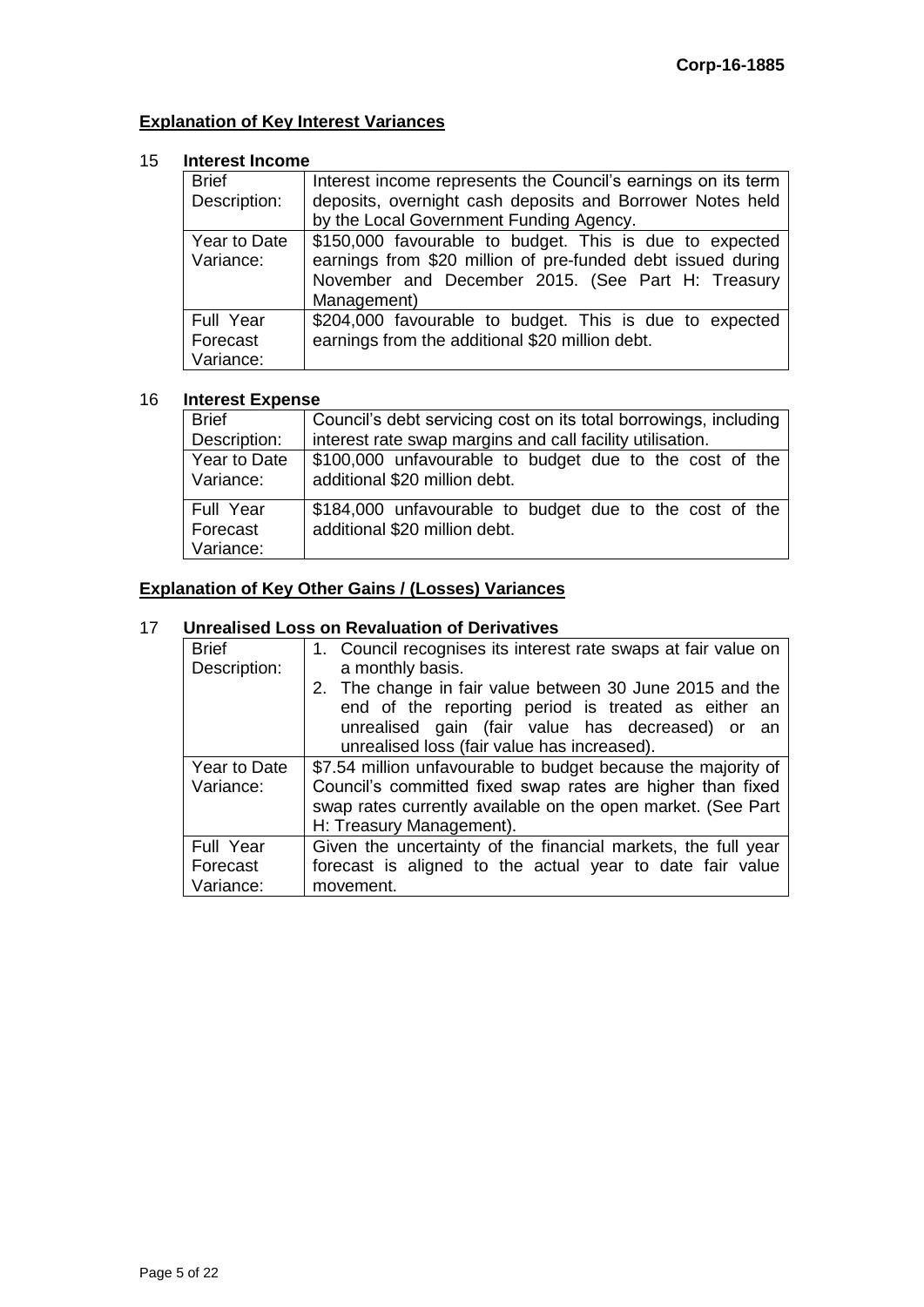## Explanation of Key Interest Variances

### 15 Interest Income

| | |
|---|---|
| Brief Description: | Interest income represents the Council's earnings on its term deposits, overnight cash deposits and Borrower Notes held by the Local Government Funding Agency. |
| Year to Date Variance: | $150,000 favourable to budget. This is due to expected earnings from $20 million of pre-funded debt issued during November and December 2015. (See Part H: Treasury Management) |
| Full Year Forecast Variance: | $204,000 favourable to budget. This is due to expected earnings from the additional $20 million debt. |

### 16 Interest Expense

| | |
|---|---|
| Brief Description: | Council's debt servicing cost on its total borrowings, including interest rate swap margins and call facility utilisation. |
| Year to Date Variance: | $100,000 unfavourable to budget due to the cost of the additional $20 million debt. |
| Full Year Forecast Variance: | $184,000 unfavourable to budget due to the cost of the additional $20 million debt. |

## Explanation of Key Other Gains / (Losses) Variances

### 17 Unrealised Loss on Revaluation of Derivatives

| | |
|---|---|
| Brief Description: | 1. Council recognises its interest rate swaps at fair value on a monthly basis. 2. The change in fair value between 30 June 2015 and the end of the reporting period is treated as either an unrealised gain (fair value has decreased) or an unrealised loss (fair value has increased). |
| Year to Date Variance: | $7.54 million unfavourable to budget because the majority of Council's committed fixed swap rates are higher than fixed swap rates currently available on the open market. (See Part H: Treasury Management). |
| Full Year Forecast Variance: | Given the uncertainty of the financial markets, the full year forecast is aligned to the actual year to date fair value movement. |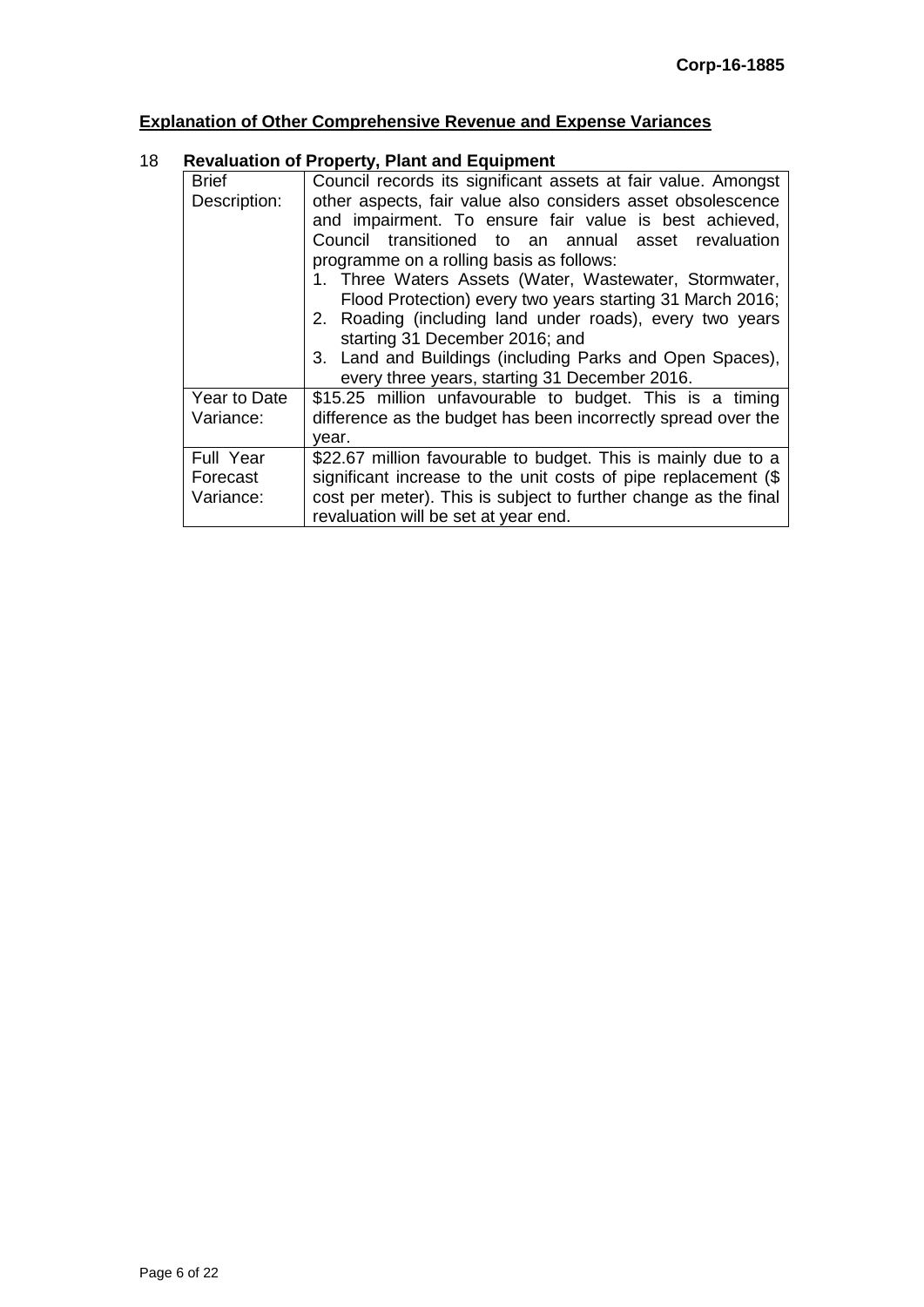Corp-16-1885

## Explanation of Other Comprehensive Revenue and Expense Variances

### 18 Revaluation of Property, Plant and Equipment

| | |
|---|---|
| Brief Description: | Council records its significant assets at fair value. Amongst other aspects, fair value also considers asset obsolescence and impairment. To ensure fair value is best achieved, Council transitioned to an annual asset revaluation programme on a rolling basis as follows:<br>1. Three Waters Assets (Water, Wastewater, Stormwater, Flood Protection) every two years starting 31 March 2016;<br>2. Roading (including land under roads), every two years starting 31 December 2016; and<br>3. Land and Buildings (including Parks and Open Spaces), every three years, starting 31 December 2016. |
| Year to Date Variance: | $15.25 million unfavourable to budget. This is a timing difference as the budget has been incorrectly spread over the year. |
| Full Year Forecast Variance: | $22.67 million favourable to budget. This is mainly due to a significant increase to the unit costs of pipe replacement ($ cost per meter). This is subject to further change as the final revaluation will be set at year end. |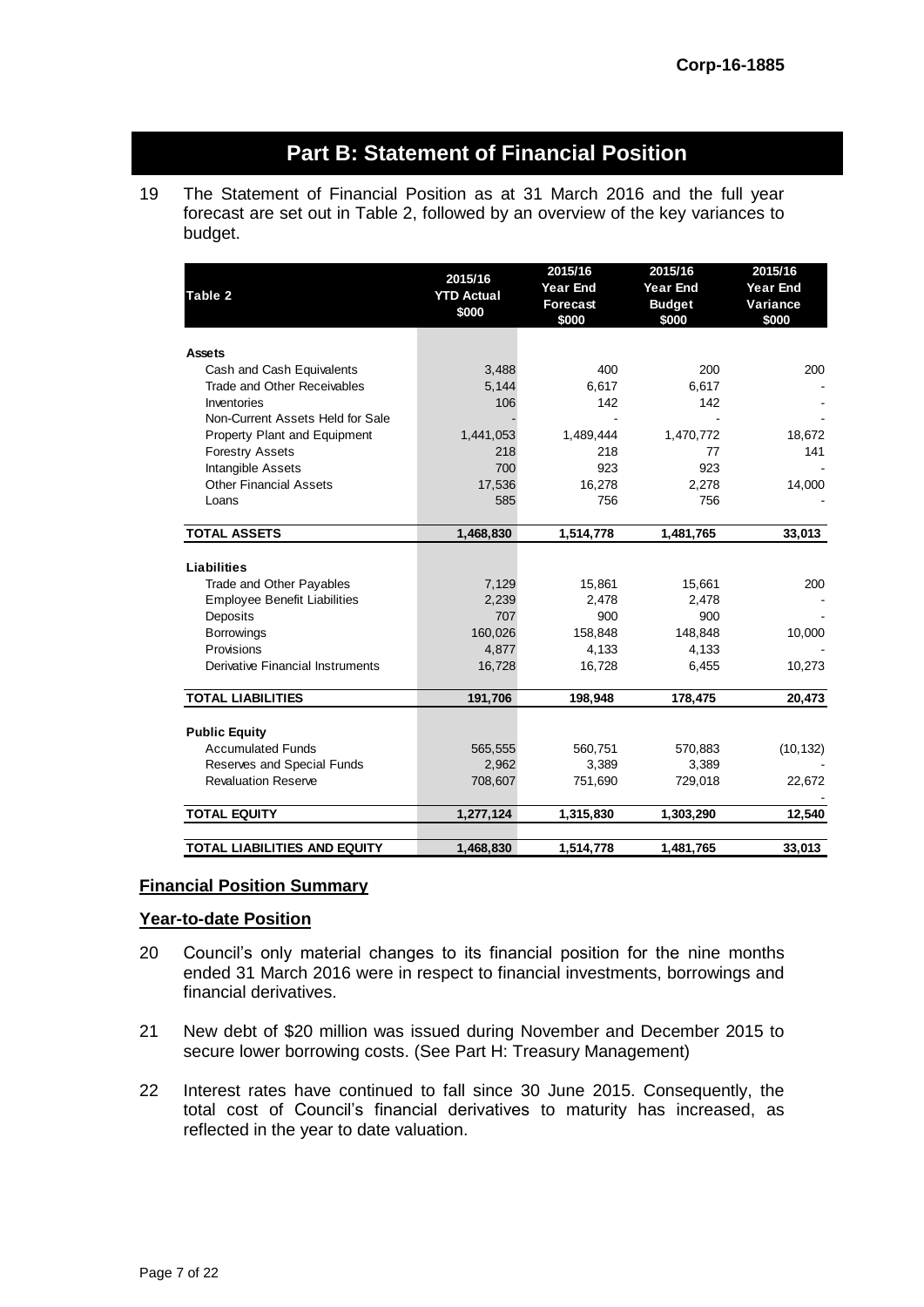## Part B: Statement of Financial Position

19 The Statement of Financial Position as at 31 March 2016 and the full year forecast are set out in Table 2, followed by an overview of the key variances to budget.

| Table 2 | 2015/16 YTD Actual $000 | 2015/16 Year End Forecast $000 | 2015/16 Year End Budget $000 | 2015/16 Year End Variance $000 |
|---|---|---|---|---|
| **Assets** | | | | |
| Cash and Cash Equivalents | 3,488 | 400 | 200 | 200 |
| Trade and Other Receivables | 5,144 | 6,617 | 6,617 | - |
| Inventories | 106 | 142 | 142 | - |
| Non-Current Assets Held for Sale | - | - | - | - |
| Property Plant and Equipment | 1,441,053 | 1,489,444 | 1,470,772 | 18,672 |
| Forestry Assets | 218 | 218 | 77 | 141 |
| Intangible Assets | 700 | 923 | 923 | - |
| Other Financial Assets | 17,536 | 16,278 | 2,278 | 14,000 |
| Loans | 585 | 756 | 756 | - |
| **TOTAL ASSETS** | **1,468,830** | **1,514,778** | **1,481,765** | **33,013** |
| **Liabilities** | | | | |
| Trade and Other Payables | 7,129 | 15,861 | 15,661 | 200 |
| Employee Benefit Liabilities | 2,239 | 2,478 | 2,478 | - |
| Deposits | 707 | 900 | 900 | - |
| Borrowings | 160,026 | 158,848 | 148,848 | 10,000 |
| Provisions | 4,877 | 4,133 | 4,133 | - |
| Derivative Financial Instruments | 16,728 | 16,728 | 6,455 | 10,273 |
| **TOTAL LIABILITIES** | **191,706** | **198,948** | **178,475** | **20,473** |
| **Public Equity** | | | | |
| Accumulated Funds | 565,555 | 560,751 | 570,883 | (10,132) |
| Reserves and Special Funds | 2,962 | 3,389 | 3,389 | - |
| Revaluation Reserve | 708,607 | 751,690 | 729,018 | 22,672 |
| | | | | - |
| **TOTAL EQUITY** | **1,277,124** | **1,315,830** | **1,303,290** | **12,540** |
| **TOTAL LIABILITIES AND EQUITY** | **1,468,830** | **1,514,778** | **1,481,765** | **33,013** |

**Financial Position Summary**

**Year-to-date Position**

20 Council's only material changes to its financial position for the nine months ended 31 March 2016 were in respect to financial investments, borrowings and financial derivatives.

21 New debt of $20 million was issued during November and December 2015 to secure lower borrowing costs. (See Part H: Treasury Management)

22 Interest rates have continued to fall since 30 June 2015. Consequently, the total cost of Council's financial derivatives to maturity has increased, as reflected in the year to date valuation.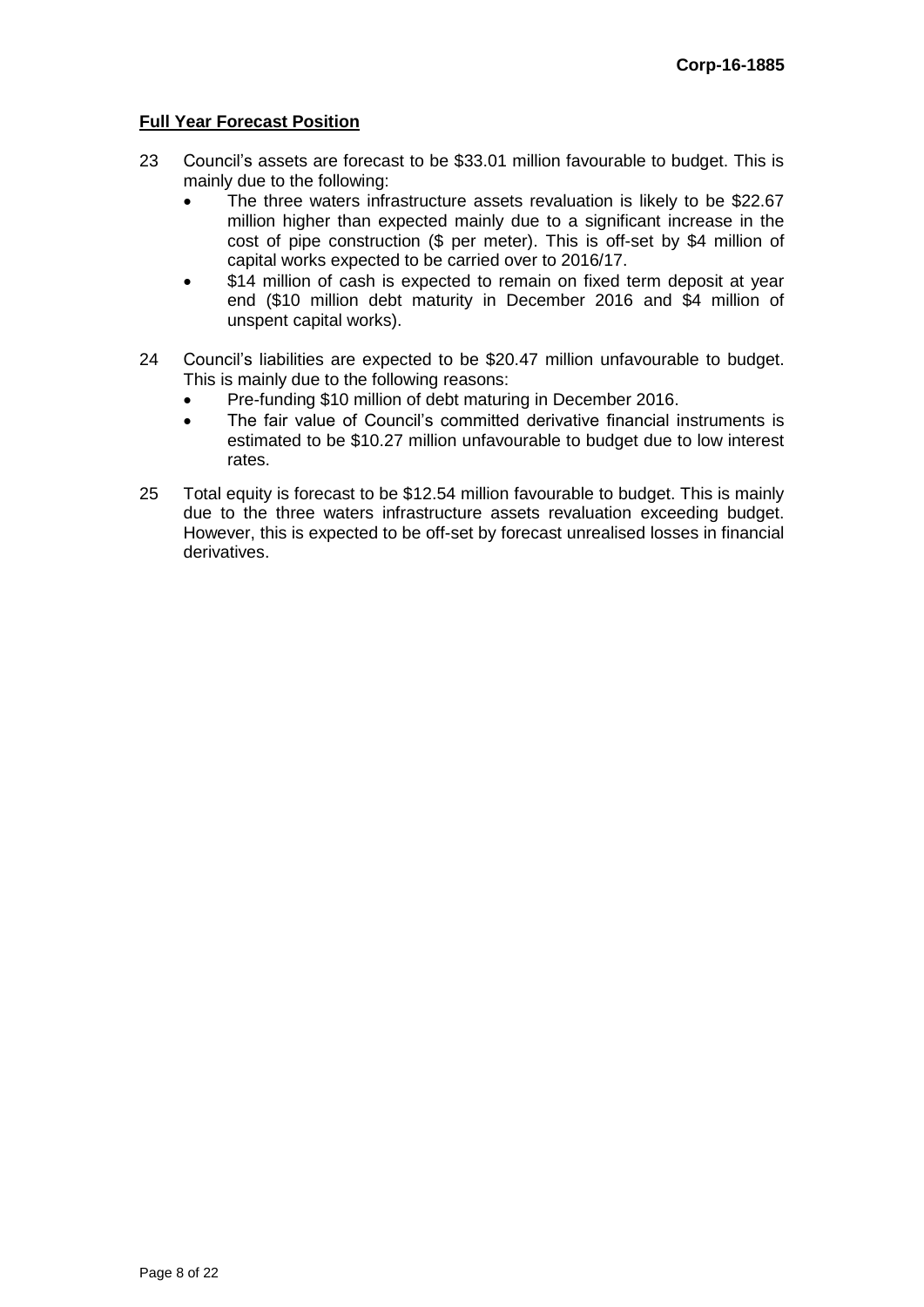## Full Year Forecast Position

23 Council's assets are forecast to be $33.01 million favourable to budget. This is mainly due to the following:

- The three waters infrastructure assets revaluation is likely to be $22.67 million higher than expected mainly due to a significant increase in the cost of pipe construction ($ per meter). This is off-set by $4 million of capital works expected to be carried over to 2016/17.
- $14 million of cash is expected to remain on fixed term deposit at year end ($10 million debt maturity in December 2016 and $4 million of unspent capital works).

24 Council's liabilities are expected to be $20.47 million unfavourable to budget. This is mainly due to the following reasons:

- Pre-funding $10 million of debt maturing in December 2016.
- The fair value of Council's committed derivative financial instruments is estimated to be $10.27 million unfavourable to budget due to low interest rates.

25 Total equity is forecast to be $12.54 million favourable to budget. This is mainly due to the three waters infrastructure assets revaluation exceeding budget. However, this is expected to be off-set by forecast unrealised losses in financial derivatives.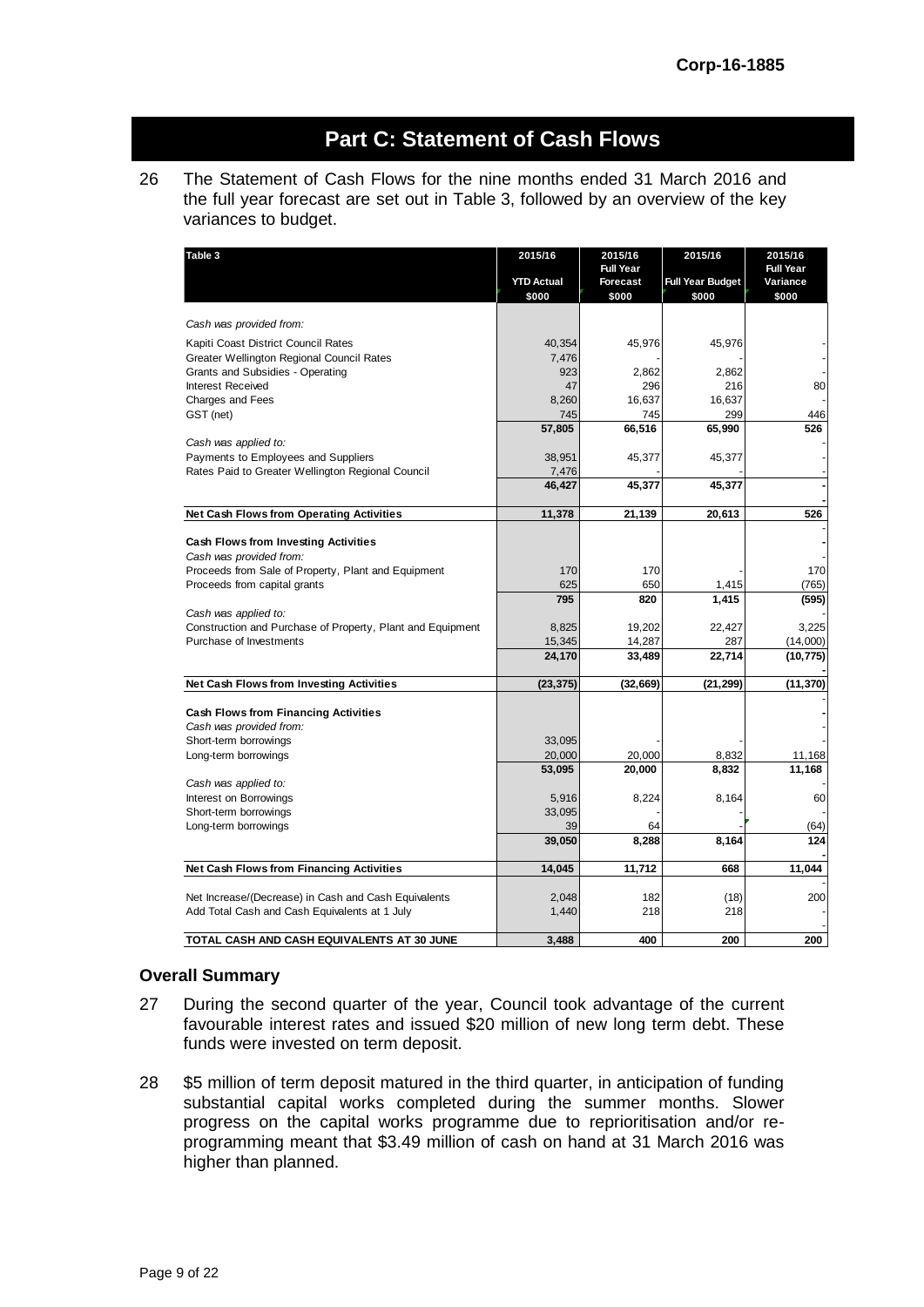# Part C: Statement of Cash Flows

26 The Statement of Cash Flows for the nine months ended 31 March 2016 and the full year forecast are set out in Table 3, followed by an overview of the key variances to budget.

| Table 3 | 2015/16 YTD Actual $000 | 2015/16 Full Year Forecast $000 | 2015/16 Full Year Budget $000 | 2015/16 Full Year Variance $000 |
|---|---|---|---|---|
| *Cash was provided from:* | | | | |
| Kapiti Coast District Council Rates | 40,354 | 45,976 | 45,976 | - |
| Greater Wellington Regional Council Rates | 7,476 | - | - | - |
| Grants and Subsidies - Operating | 923 | 2,862 | 2,862 | - |
| Interest Received | 47 | 296 | 216 | 80 |
| Charges and Fees | 8,260 | 16,637 | 16,637 | - |
| GST (net) | 745 | 745 | 299 | 446 |
| | **57,805** | **66,516** | **65,990** | **526** |
| *Cash was applied to:* | | | | - |
| Payments to Employees and Suppliers | 38,951 | 45,377 | 45,377 | - |
| Rates Paid to Greater Wellington Regional Council | 7,476 | - | - | - |
| | **46,427** | **45,377** | **45,377** | **-** |
| | | | | - |
| **Net Cash Flows from Operating Activities** | **11,378** | **21,139** | **20,613** | **526** |
| | | | | - |
| **Cash Flows from Investing Activities** | | | | **-** |
| *Cash was provided from:* | | | | - |
| Proceeds from Sale of Property, Plant and Equipment | 170 | 170 | - | 170 |
| Proceeds from capital grants | 625 | 650 | 1,415 | (765) |
| | **795** | **820** | **1,415** | **(595)** |
| *Cash was applied to:* | | | | - |
| Construction and Purchase of Property, Plant and Equipment | 8,825 | 19,202 | 22,427 | 3,225 |
| Purchase of Investments | 15,345 | 14,287 | 287 | (14,000) |
| | **24,170** | **33,489** | **22,714** | **(10,775)** |
| | | | | **-** |
| **Net Cash Flows from Investing Activities** | **(23,375)** | **(32,669)** | **(21,299)** | **(11,370)** |
| | | | | - |
| **Cash Flows from Financing Activities** | | | | **-** |
| *Cash was provided from:* | | | | - |
| Short-term borrowings | 33,095 | - | - | - |
| Long-term borrowings | 20,000 | 20,000 | 8,832 | 11,168 |
| | **53,095** | **20,000** | **8,832** | **11,168** |
| *Cash was applied to:* | | | | - |
| Interest on Borrowings | 5,916 | 8,224 | 8,164 | 60 |
| Short-term borrowings | 33,095 | - | - | - |
| Long-term borrowings | 39 | 64 | - | (64) |
| | **39,050** | **8,288** | **8,164** | **124** |
| | | | | **-** |
| **Net Cash Flows from Financing Activities** | **14,045** | **11,712** | **668** | **11,044** |
| | | | | - |
| Net Increase/(Decrease) in Cash and Cash Equivalents | 2,048 | 182 | (18) | 200 |
| Add Total Cash and Cash Equivalents at 1 July | 1,440 | 218 | 218 | - |
| | | | | - |
| **TOTAL CASH AND CASH EQUIVALENTS AT 30 JUNE** | **3,488** | **400** | **200** | **200** |

### Overall Summary

27 During the second quarter of the year, Council took advantage of the current favourable interest rates and issued $20 million of new long term debt. These funds were invested on term deposit.

28 $5 million of term deposit matured in the third quarter, in anticipation of funding substantial capital works completed during the summer months. Slower progress on the capital works programme due to reprioritisation and/or re-programming meant that $3.49 million of cash on hand at 31 March 2016 was higher than planned.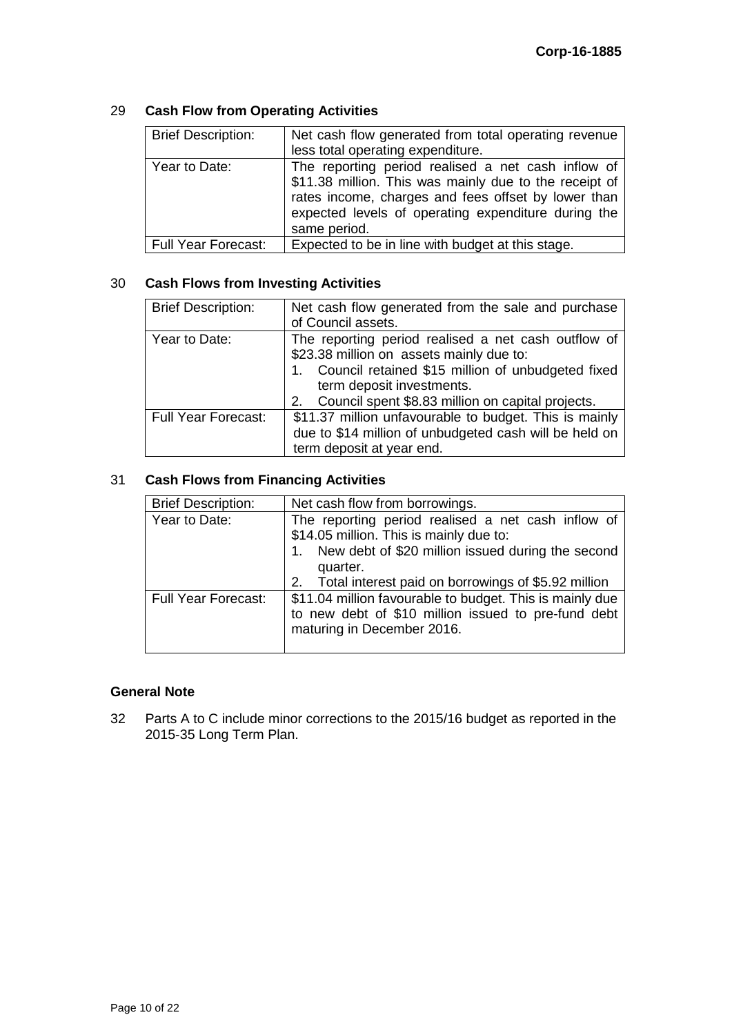### 29 Cash Flow from Operating Activities

| | |
|---|---|
| Brief Description: | Net cash flow generated from total operating revenue less total operating expenditure. |
| Year to Date: | The reporting period realised a net cash inflow of \$11.38 million. This was mainly due to the receipt of rates income, charges and fees offset by lower than expected levels of operating expenditure during the same period. |
| Full Year Forecast: | Expected to be in line with budget at this stage. |

### 30 Cash Flows from Investing Activities

| | |
|---|---|
| Brief Description: | Net cash flow generated from the sale and purchase of Council assets. |
| Year to Date: | The reporting period realised a net cash outflow of \$23.38 million on assets mainly due to:<br>1. Council retained \$15 million of unbudgeted fixed term deposit investments.<br>2. Council spent \$8.83 million on capital projects. |
| Full Year Forecast: | \$11.37 million unfavourable to budget. This is mainly due to \$14 million of unbudgeted cash will be held on term deposit at year end. |

### 31 Cash Flows from Financing Activities

| | |
|---|---|
| Brief Description: | Net cash flow from borrowings. |
| Year to Date: | The reporting period realised a net cash inflow of \$14.05 million. This is mainly due to:<br>1. New debt of \$20 million issued during the second quarter.<br>2. Total interest paid on borrowings of \$5.92 million |
| Full Year Forecast: | \$11.04 million favourable to budget. This is mainly due to new debt of \$10 million issued to pre-fund debt maturing in December 2016. |

### General Note

32 Parts A to C include minor corrections to the 2015/16 budget as reported in the 2015-35 Long Term Plan.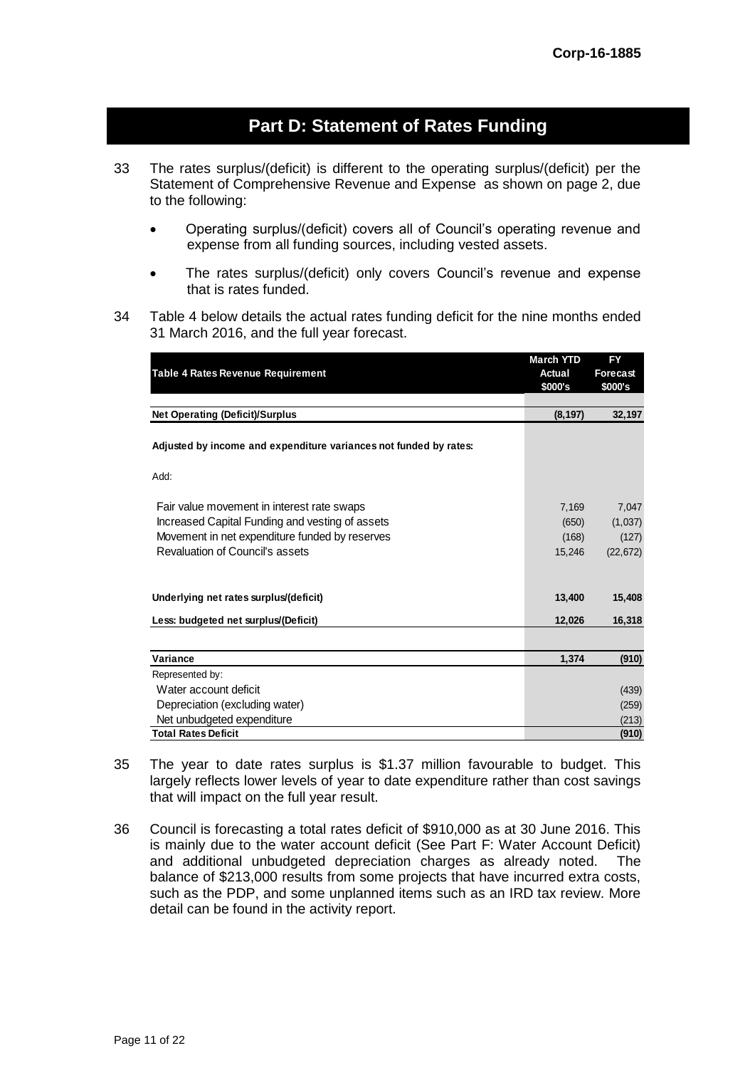## Part D: Statement of Rates Funding

33 The rates surplus/(deficit) is different to the operating surplus/(deficit) per the Statement of Comprehensive Revenue and Expense as shown on page 2, due to the following:

- Operating surplus/(deficit) covers all of Council's operating revenue and expense from all funding sources, including vested assets.
- The rates surplus/(deficit) only covers Council's revenue and expense that is rates funded.

34 Table 4 below details the actual rates funding deficit for the nine months ended 31 March 2016, and the full year forecast.

| Table 4 Rates Revenue Requirement | March YTD Actual $000's | FY Forecast $000's |
|---|---|---|
| **Net Operating (Deficit)/Surplus** | **(8,197)** | **32,197** |
| **Adjusted by income and expenditure variances not funded by rates:** | | |
| Add: | | |
| Fair value movement in interest rate swaps | 7,169 | 7,047 |
| Increased Capital Funding and vesting of assets | (650) | (1,037) |
| Movement in net expenditure funded by reserves | (168) | (127) |
| Revaluation of Council's assets | 15,246 | (22,672) |
| **Underlying net rates surplus/(deficit)** | **13,400** | **15,408** |
| **Less: budgeted net surplus/(Deficit)** | **12,026** | **16,318** |
| **Variance** | **1,374** | **(910)** |
| Represented by: | | |
| Water account deficit | | (439) |
| Depreciation (excluding water) | | (259) |
| Net unbudgeted expenditure | | (213) |
| **Total Rates Deficit** | | **(910)** |

35 The year to date rates surplus is $1.37 million favourable to budget. This largely reflects lower levels of year to date expenditure rather than cost savings that will impact on the full year result.

36 Council is forecasting a total rates deficit of $910,000 as at 30 June 2016. This is mainly due to the water account deficit (See Part F: Water Account Deficit) and additional unbudgeted depreciation charges as already noted. The balance of $213,000 results from some projects that have incurred extra costs, such as the PDP, and some unplanned items such as an IRD tax review. More detail can be found in the activity report.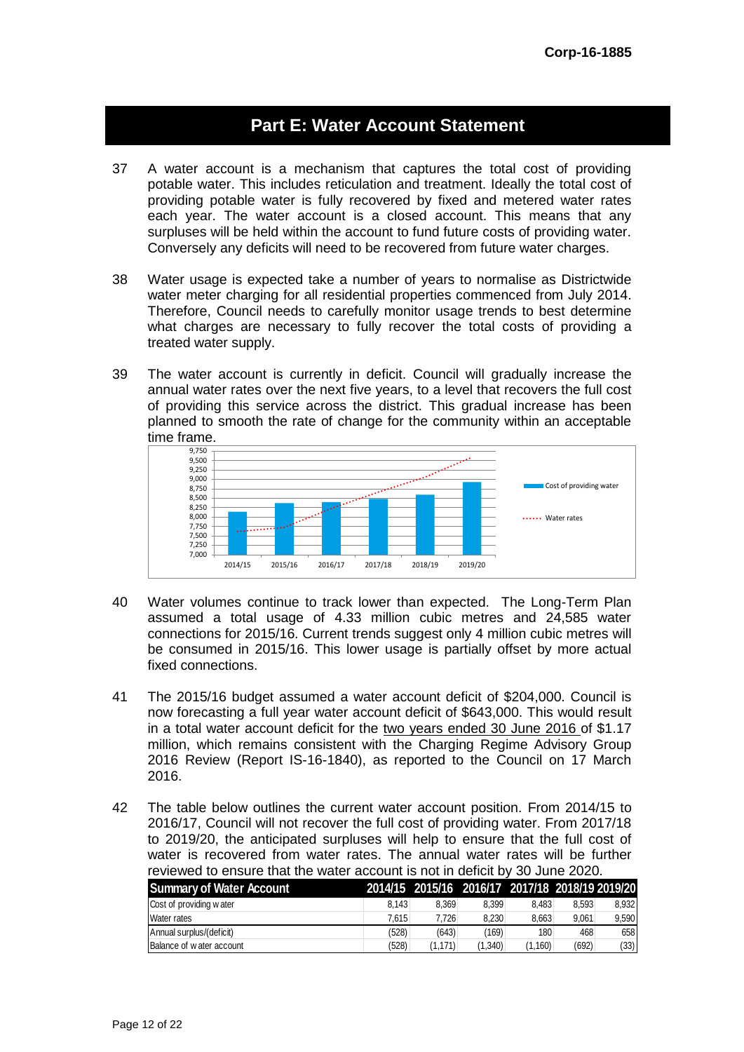## Part E: Water Account Statement

37 A water account is a mechanism that captures the total cost of providing potable water. This includes reticulation and treatment. Ideally the total cost of providing potable water is fully recovered by fixed and metered water rates each year. The water account is a closed account. This means that any surpluses will be held within the account to fund future costs of providing water. Conversely any deficits will need to be recovered from future water charges.

38 Water usage is expected take a number of years to normalise as Districtwide water meter charging for all residential properties commenced from July 2014. Therefore, Council needs to carefully monitor usage trends to best determine what charges are necessary to fully recover the total costs of providing a treated water supply.

39 The water account is currently in deficit. Council will gradually increase the annual water rates over the next five years, to a level that recovers the full cost of providing this service across the district. This gradual increase has been planned to smooth the rate of change for the community within an acceptable time frame.

40 Water volumes continue to track lower than expected. The Long-Term Plan assumed a total usage of 4.33 million cubic metres and 24,585 water connections for 2015/16. Current trends suggest only 4 million cubic metres will be consumed in 2015/16. This lower usage is partially offset by more actual fixed connections.

41 The 2015/16 budget assumed a water account deficit of $204,000. Council is now forecasting a full year water account deficit of $643,000. This would result in a total water account deficit for the two years ended 30 June 2016 of $1.17 million, which remains consistent with the Charging Regime Advisory Group 2016 Review (Report IS-16-1840), as reported to the Council on 17 March 2016.

42 The table below outlines the current water account position. From 2014/15 to 2016/17, Council will not recover the full cost of providing water. From 2017/18 to 2019/20, the anticipated surpluses will help to ensure that the full cost of water is recovered from water rates. The annual water rates will be further reviewed to ensure that the water account is not in deficit by 30 June 2020.

| Summary of Water Account | 2014/15 | 2015/16 | 2016/17 | 2017/18 | 2018/19 | 2019/20 |
|---|---|---|---|---|---|---|
| Cost of providing water | 8,143 | 8,369 | 8,399 | 8,483 | 8,593 | 8,932 |
| Water rates | 7,615 | 7,726 | 8,230 | 8,663 | 9,061 | 9,590 |
| Annual surplus/(deficit) | (528) | (643) | (169) | 180 | 468 | 658 |
| Balance of water account | (528) | (1,171) | (1,340) | (1,160) | (692) | (33) |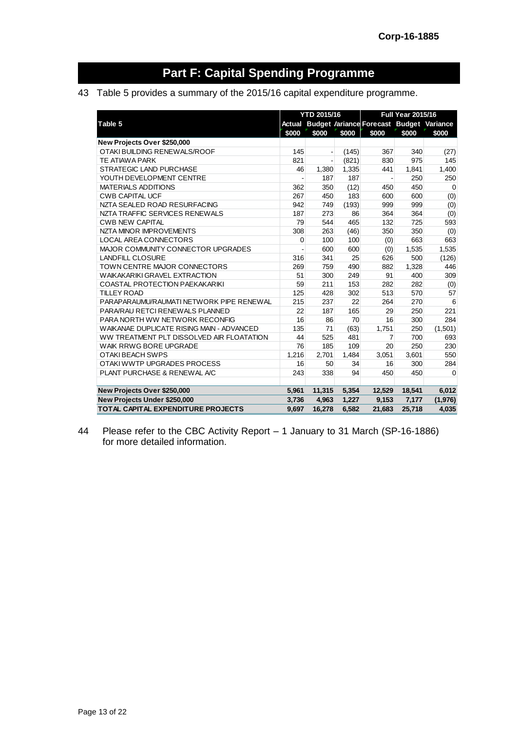# Part F: Capital Spending Programme

43 Table 5 provides a summary of the 2015/16 capital expenditure programme.

| Table 5 | YTD 2015/16 | | | Full Year 2015/16 | | |
|---|---|---|---|---|---|---|
| | Actual | Budget | Variance | Forecast | Budget | Variance |
| | $000 | $000 | $000 | $000 | $000 | $000 |
| **New Projects Over $250,000** | | | | | | |
| OTAKI BUILDING RENEWALS/ROOF | 145 | - | (145) | 367 | 340 | (27) |
| TE ATIAWA PARK | 821 | - | (821) | 830 | 975 | 145 |
| STRATEGIC LAND PURCHASE | 46 | 1,380 | 1,335 | 441 | 1,841 | 1,400 |
| YOUTH DEVELOPMENT CENTRE | - | 187 | 187 | - | 250 | 250 |
| MATERIALS ADDITIONS | 362 | 350 | (12) | 450 | 450 | 0 |
| CWB CAPITAL UCF | 267 | 450 | 183 | 600 | 600 | (0) |
| NZTA SEALED ROAD RESURFACING | 942 | 749 | (193) | 999 | 999 | (0) |
| NZTA TRAFFIC SERVICES RENEWALS | 187 | 273 | 86 | 364 | 364 | (0) |
| CWB NEW CAPITAL | 79 | 544 | 465 | 132 | 725 | 593 |
| NZTA MINOR IMPROVEMENTS | 308 | 263 | (46) | 350 | 350 | (0) |
| LOCAL AREA CONNECTORS | 0 | 100 | 100 | (0) | 663 | 663 |
| MAJOR COMMUNITY CONNECTOR UPGRADES | - | 600 | 600 | (0) | 1,535 | 1,535 |
| LANDFILL CLOSURE | 316 | 341 | 25 | 626 | 500 | (126) |
| TOWN CENTRE MAJOR CONNECTORS | 269 | 759 | 490 | 882 | 1,328 | 446 |
| WAIKAKARIKI GRAVEL EXTRACTION | 51 | 300 | 249 | 91 | 400 | 309 |
| COASTAL PROTECTION PAEKAKARIKI | 59 | 211 | 153 | 282 | 282 | (0) |
| TILLEY ROAD | 125 | 428 | 302 | 513 | 570 | 57 |
| PARAPARAUMU/RAUMATI NETWORK PIPE RENEWAL | 215 | 237 | 22 | 264 | 270 | 6 |
| PARA/RAU RETCI RENEWALS PLANNED | 22 | 187 | 165 | 29 | 250 | 221 |
| PARA NORTH WW NETWORK RECONFIG | 16 | 86 | 70 | 16 | 300 | 284 |
| WAIKANAE DUPLICATE RISING MAIN - ADVANCED | 135 | 71 | (63) | 1,751 | 250 | (1,501) |
| WW TREATMENT PLT DISSOLVED AIR FLOATATION | 44 | 525 | 481 | 7 | 700 | 693 |
| WAIK RRWG BORE UPGRADE | 76 | 185 | 109 | 20 | 250 | 230 |
| OTAKI BEACH SWPS | 1,216 | 2,701 | 1,484 | 3,051 | 3,601 | 550 |
| OTAKI WWTP UPGRADES PROCESS | 16 | 50 | 34 | 16 | 300 | 284 |
| PLANT PURCHASE & RENEWAL A/C | 243 | 338 | 94 | 450 | 450 | 0 |
| **New Projects Over $250,000** | **5,961** | **11,315** | **5,354** | **12,529** | **18,541** | **6,012** |
| **New Projects Under $250,000** | **3,736** | **4,963** | **1,227** | **9,153** | **7,177** | **(1,976)** |
| **TOTAL CAPITAL EXPENDITURE PROJECTS** | **9,697** | **16,278** | **6,582** | **21,683** | **25,718** | **4,035** |

44 Please refer to the CBC Activity Report – 1 January to 31 March (SP-16-1886) for more detailed information.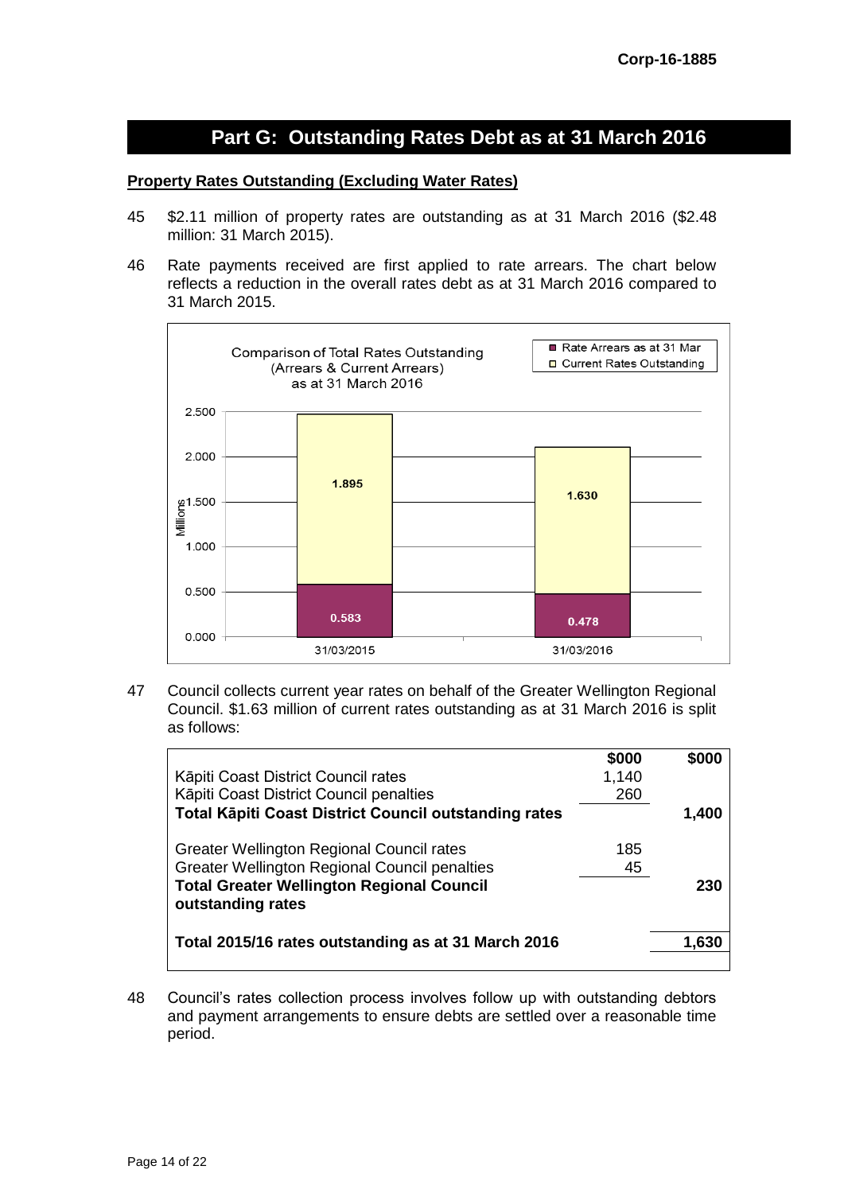## Part G: Outstanding Rates Debt as at 31 March 2016

**Property Rates Outstanding (Excluding Water Rates)**

45 $2.11 million of property rates are outstanding as at 31 March 2016 ($2.48 million: 31 March 2015).

46 Rate payments received are first applied to rate arrears. The chart below reflects a reduction in the overall rates debt as at 31 March 2016 compared to 31 March 2015.

Comparison of Total Rates Outstanding (Arrears & Current Arrears) as at 31 March 2016

| (Millions) | 31/03/2015 | 31/03/2016 |
|---|---|---|
| Rate Arrears as at 31 Mar | 0.583 | 0.478 |
| Current Rates Outstanding | 1.895 | 1.630 |

47 Council collects current year rates on behalf of the Greater Wellington Regional Council. $1.63 million of current rates outstanding as at 31 March 2016 is split as follows:

| | $000 | $000 |
|---|---|---|
| Kāpiti Coast District Council rates | 1,140 | |
| Kāpiti Coast District Council penalties | 260 | |
| **Total Kāpiti Coast District Council outstanding rates** | | **1,400** |
| Greater Wellington Regional Council rates | 185 | |
| Greater Wellington Regional Council penalties | 45 | |
| **Total Greater Wellington Regional Council outstanding rates** | | **230** |
| **Total 2015/16 rates outstanding as at 31 March 2016** | | **1,630** |

48 Council's rates collection process involves follow up with outstanding debtors and payment arrangements to ensure debts are settled over a reasonable time period.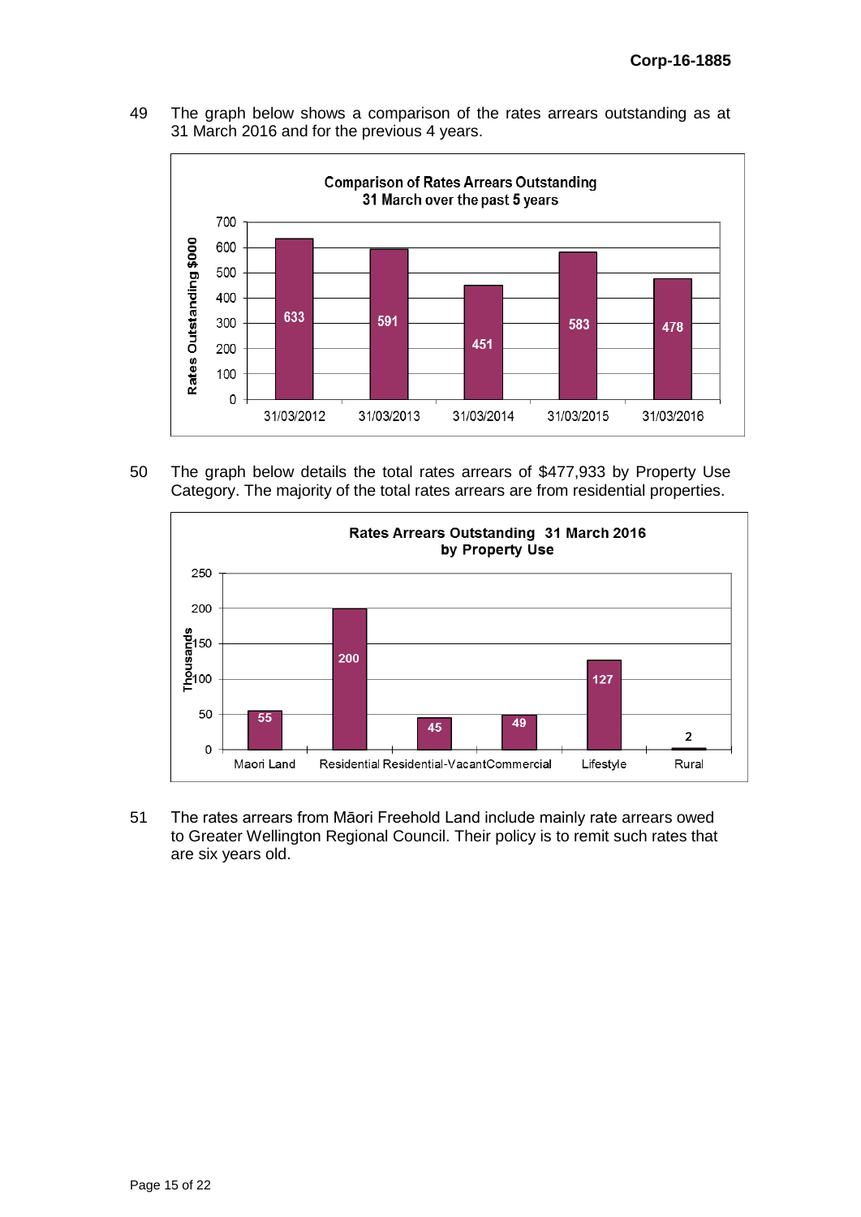49 The graph below shows a comparison of the rates arrears outstanding as at 31 March 2016 and for the previous 4 years.

**Comparison of Rates Arrears Outstanding 31 March over the past 5 years**

| Date | Rates Outstanding $000 |
|---|---|
| 31/03/2012 | 633 |
| 31/03/2013 | 591 |
| 31/03/2014 | 451 |
| 31/03/2015 | 583 |
| 31/03/2016 | 478 |

50 The graph below details the total rates arrears of $477,933 by Property Use Category. The majority of the total rates arrears are from residential properties.

**Rates Arrears Outstanding 31 March 2016 by Property Use**

| Property Use | Thousands |
|---|---|
| Maori Land | 55 |
| Residential | 200 |
| Residential-Vacant | 45 |
| Commercial | 49 |
| Lifestyle | 127 |
| Rural | 2 |

51 The rates arrears from Māori Freehold Land include mainly rate arrears owed to Greater Wellington Regional Council. Their policy is to remit such rates that are six years old.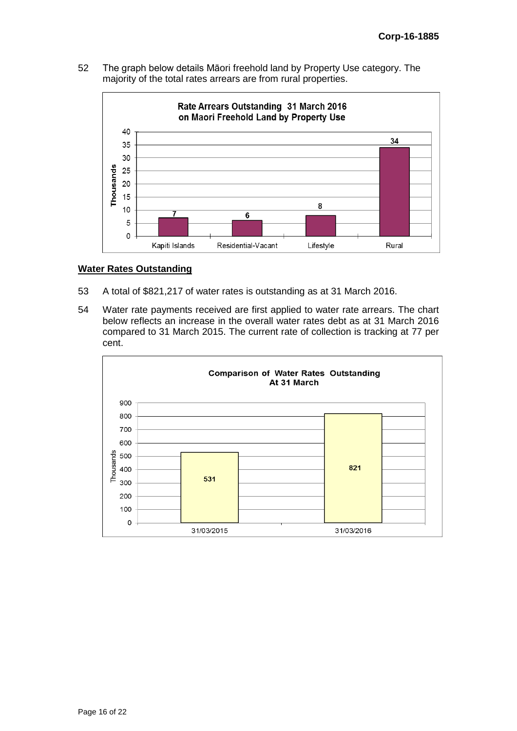52 The graph below details Māori freehold land by Property Use category. The majority of the total rates arrears are from rural properties.

**Rate Arrears Outstanding 31 March 2016 on Maori Freehold Land by Property Use**

| Property Use | Thousands |
|---|---|
| Kapiti Islands | 7 |
| Residential-Vacant | 6 |
| Lifestyle | 8 |
| Rural | 34 |

## Water Rates Outstanding

53 A total of $821,217 of water rates is outstanding as at 31 March 2016.

54 Water rate payments received are first applied to water rate arrears. The chart below reflects an increase in the overall water rates debt as at 31 March 2016 compared to 31 March 2015. The current rate of collection is tracking at 77 per cent.

**Comparison of Water Rates Outstanding At 31 March**

| Date | Thousands |
|---|---|
| 31/03/2015 | 531 |
| 31/03/2016 | 821 |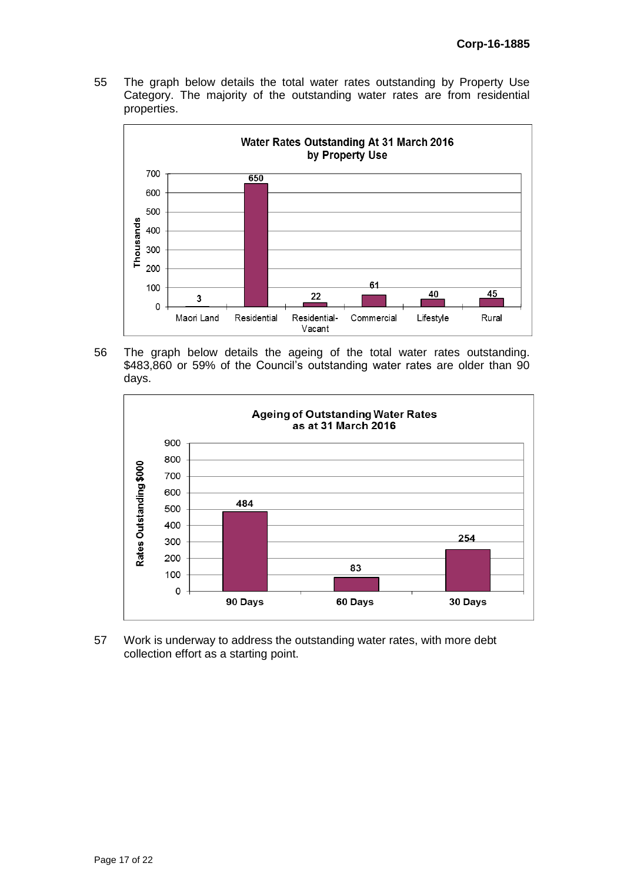55 The graph below details the total water rates outstanding by Property Use Category. The majority of the outstanding water rates are from residential properties.

**Water Rates Outstanding At 31 March 2016 by Property Use**

| Property Use | Thousands |
|---|---|
| Maori Land | 3 |
| Residential | 650 |
| Residential-Vacant | 22 |
| Commercial | 61 |
| Lifestyle | 40 |
| Rural | 45 |

56 The graph below details the ageing of the total water rates outstanding. $483,860 or 59% of the Council's outstanding water rates are older than 90 days.

**Ageing of Outstanding Water Rates as at 31 March 2016**

| Age | Rates Outstanding $000 |
|---|---|
| 90 Days | 484 |
| 60 Days | 83 |
| 30 Days | 254 |

57 Work is underway to address the outstanding water rates, with more debt collection effort as a starting point.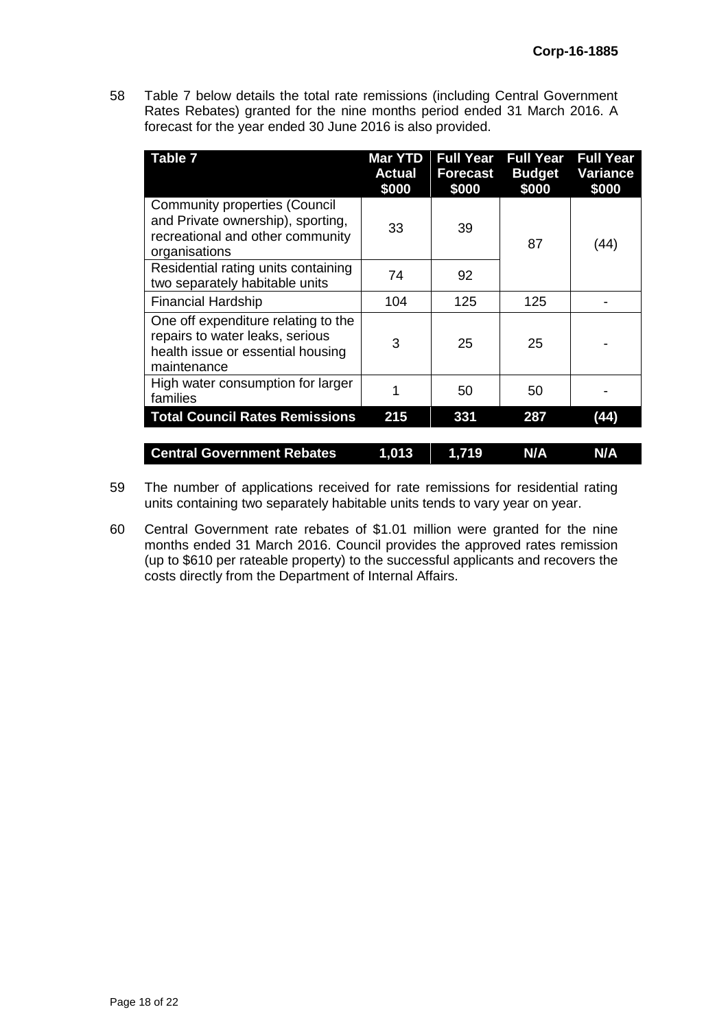58 Table 7 below details the total rate remissions (including Central Government Rates Rebates) granted for the nine months period ended 31 March 2016. A forecast for the year ended 30 June 2016 is also provided.

| Table 7 | Mar YTD Actual $000 | Full Year Forecast $000 | Full Year Budget $000 | Full Year Variance $000 |
|---|---|---|---|---|
| Community properties (Council and Private ownership), sporting, recreational and other community organisations | 33 | 39 | 87 | (44) |
| Residential rating units containing two separately habitable units | 74 | 92 | | |
| Financial Hardship | 104 | 125 | 125 | - |
| One off expenditure relating to the repairs to water leaks, serious health issue or essential housing maintenance | 3 | 25 | 25 | - |
| High water consumption for larger families | 1 | 50 | 50 | - |
| **Total Council Rates Remissions** | **215** | **331** | **287** | **(44)** |
| | | | | |
| **Central Government Rebates** | **1,013** | **1,719** | **N/A** | **N/A** |

59 The number of applications received for rate remissions for residential rating units containing two separately habitable units tends to vary year on year.

60 Central Government rate rebates of $1.01 million were granted for the nine months ended 31 March 2016. Council provides the approved rates remission (up to $610 per rateable property) to the successful applicants and recovers the costs directly from the Department of Internal Affairs.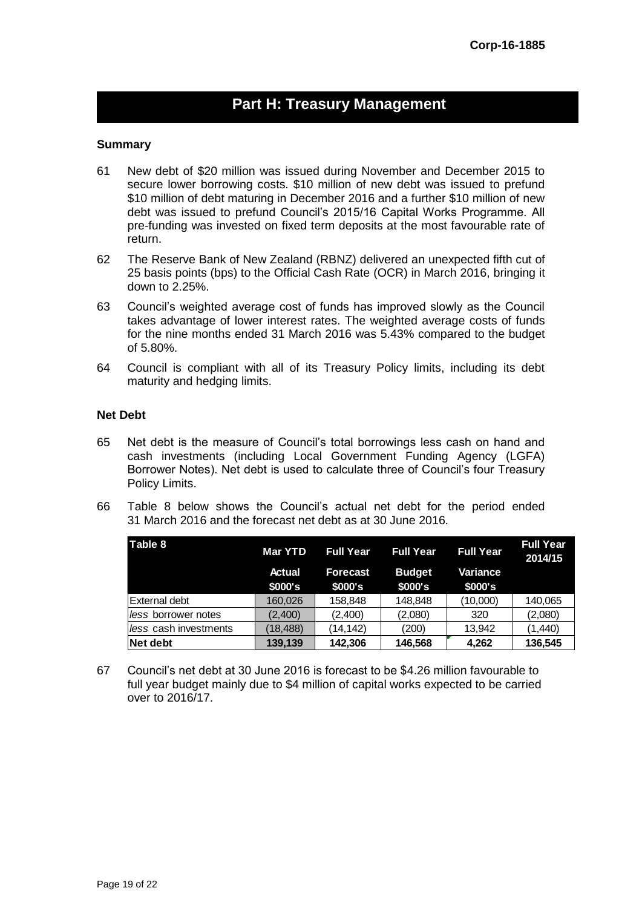## Part H: Treasury Management

**Summary**

61 New debt of $20 million was issued during November and December 2015 to secure lower borrowing costs. $10 million of new debt was issued to prefund $10 million of debt maturing in December 2016 and a further $10 million of new debt was issued to prefund Council's 2015/16 Capital Works Programme. All pre-funding was invested on fixed term deposits at the most favourable rate of return.

62 The Reserve Bank of New Zealand (RBNZ) delivered an unexpected fifth cut of 25 basis points (bps) to the Official Cash Rate (OCR) in March 2016, bringing it down to 2.25%.

63 Council's weighted average cost of funds has improved slowly as the Council takes advantage of lower interest rates. The weighted average costs of funds for the nine months ended 31 March 2016 was 5.43% compared to the budget of 5.80%.

64 Council is compliant with all of its Treasury Policy limits, including its debt maturity and hedging limits.

**Net Debt**

65 Net debt is the measure of Council's total borrowings less cash on hand and cash investments (including Local Government Funding Agency (LGFA) Borrower Notes). Net debt is used to calculate three of Council's four Treasury Policy Limits.

66 Table 8 below shows the Council's actual net debt for the period ended 31 March 2016 and the forecast net debt as at 30 June 2016.

| Table 8 | Mar YTD Actual $000's | Full Year Forecast $000's | Full Year Budget $000's | Full Year Variance $000's | Full Year 2014/15 |
|---|---|---|---|---|---|
| External debt | 160,026 | 158,848 | 148,848 | (10,000) | 140,065 |
| *less* borrower notes | (2,400) | (2,400) | (2,080) | 320 | (2,080) |
| *less* cash investments | (18,488) | (14,142) | (200) | 13,942 | (1,440) |
| **Net debt** | **139,139** | **142,306** | **146,568** | **4,262** | **136,545** |

67 Council's net debt at 30 June 2016 is forecast to be $4.26 million favourable to full year budget mainly due to $4 million of capital works expected to be carried over to 2016/17.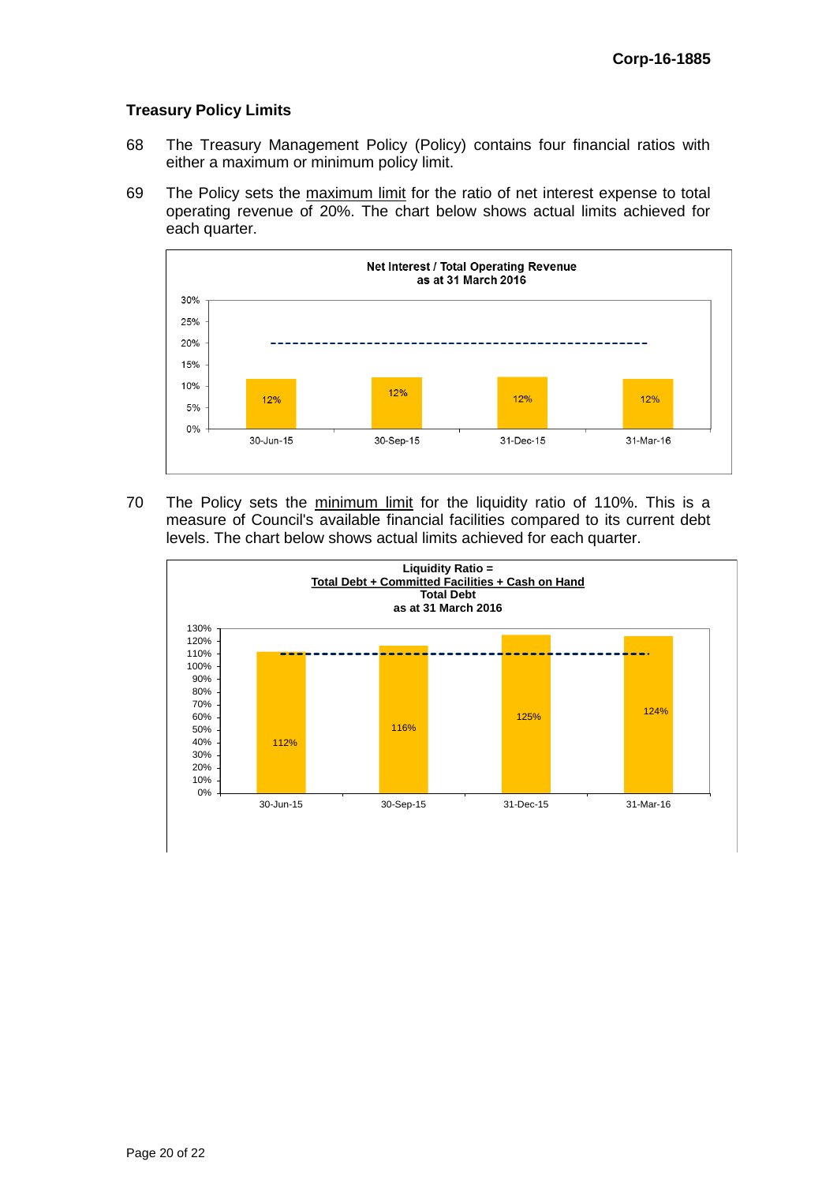## Treasury Policy Limits

68 The Treasury Management Policy (Policy) contains four financial ratios with either a maximum or minimum policy limit.

69 The Policy sets the maximum limit for the ratio of net interest expense to total operating revenue of 20%. The chart below shows actual limits achieved for each quarter.

**Net Interest / Total Operating Revenue as at 31 March 2016**

| Quarter | Net Interest / Total Operating Revenue |
|---|---|
| 30-Jun-15 | 12% |
| 30-Sep-15 | 12% |
| 31-Dec-15 | 12% |
| 31-Mar-16 | 12% |

70 The Policy sets the minimum limit for the liquidity ratio of 110%. This is a measure of Council's available financial facilities compared to its current debt levels. The chart below shows actual limits achieved for each quarter.

**Liquidity Ratio = (Total Debt + Committed Facilities + Cash on Hand) / Total Debt as at 31 March 2016**

| Quarter | Liquidity Ratio |
|---|---|
| 30-Jun-15 | 112% |
| 30-Sep-15 | 116% |
| 31-Dec-15 | 125% |
| 31-Mar-16 | 124% |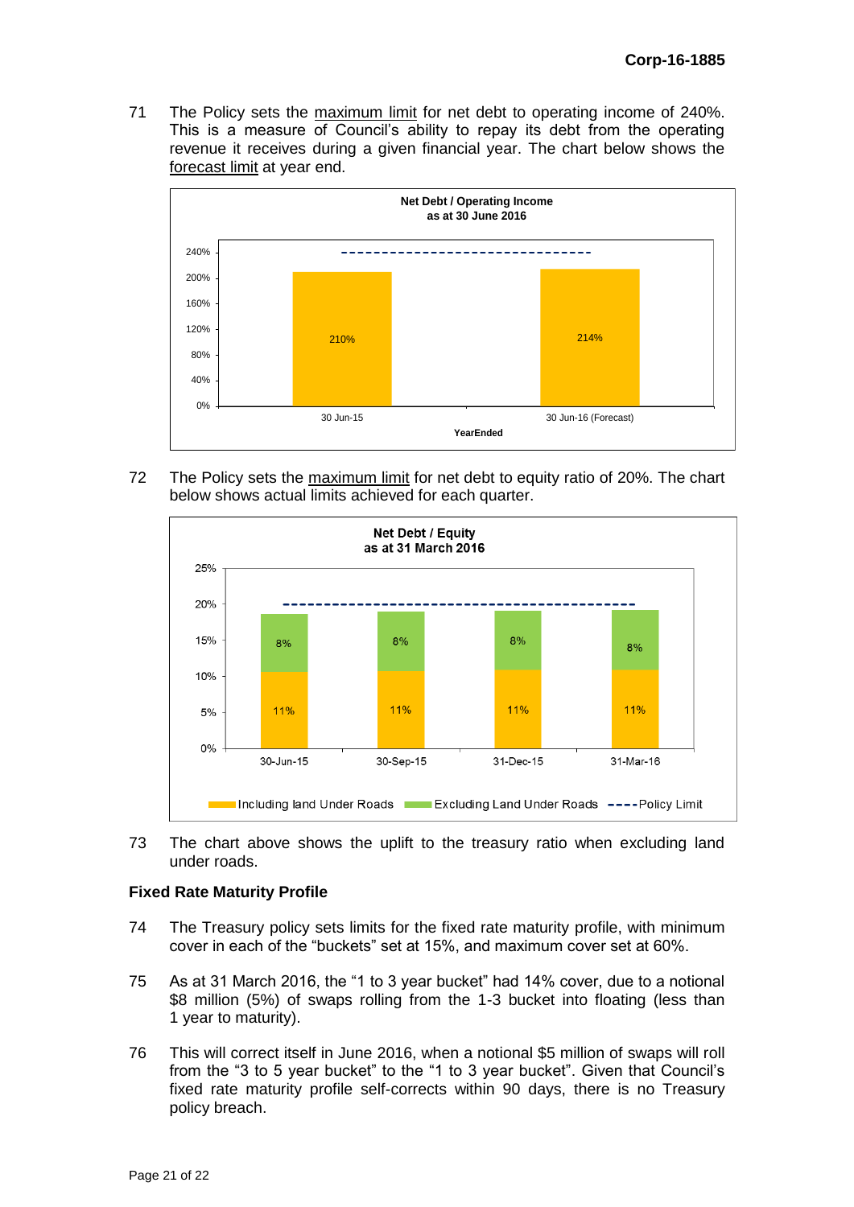71 The Policy sets the maximum limit for net debt to operating income of 240%. This is a measure of Council's ability to repay its debt from the operating revenue it receives during a given financial year. The chart below shows the forecast limit at year end.

**Net Debt / Operating Income as at 30 June 2016**

| YearEnded | Net Debt / Operating Income |
|---|---|
| 30 Jun-15 | 210% |
| 30 Jun-16 (Forecast) | 214% |

Policy Limit: 240%

72 The Policy sets the maximum limit for net debt to equity ratio of 20%. The chart below shows actual limits achieved for each quarter.

**Net Debt / Equity as at 31 March 2016**

| Quarter | Including land Under Roads | Excluding Land Under Roads |
|---|---|---|
| 30-Jun-15 | 11% | 8% |
| 30-Sep-15 | 11% | 8% |
| 31-Dec-15 | 11% | 8% |
| 31-Mar-16 | 11% | 8% |

Policy Limit: 20%

73 The chart above shows the uplift to the treasury ratio when excluding land under roads.

**Fixed Rate Maturity Profile**

74 The Treasury policy sets limits for the fixed rate maturity profile, with minimum cover in each of the "buckets" set at 15%, and maximum cover set at 60%.

75 As at 31 March 2016, the "1 to 3 year bucket" had 14% cover, due to a notional $8 million (5%) of swaps rolling from the 1-3 bucket into floating (less than 1 year to maturity).

76 This will correct itself in June 2016, when a notional $5 million of swaps will roll from the "3 to 5 year bucket" to the "1 to 3 year bucket". Given that Council's fixed rate maturity profile self-corrects within 90 days, there is no Treasury policy breach.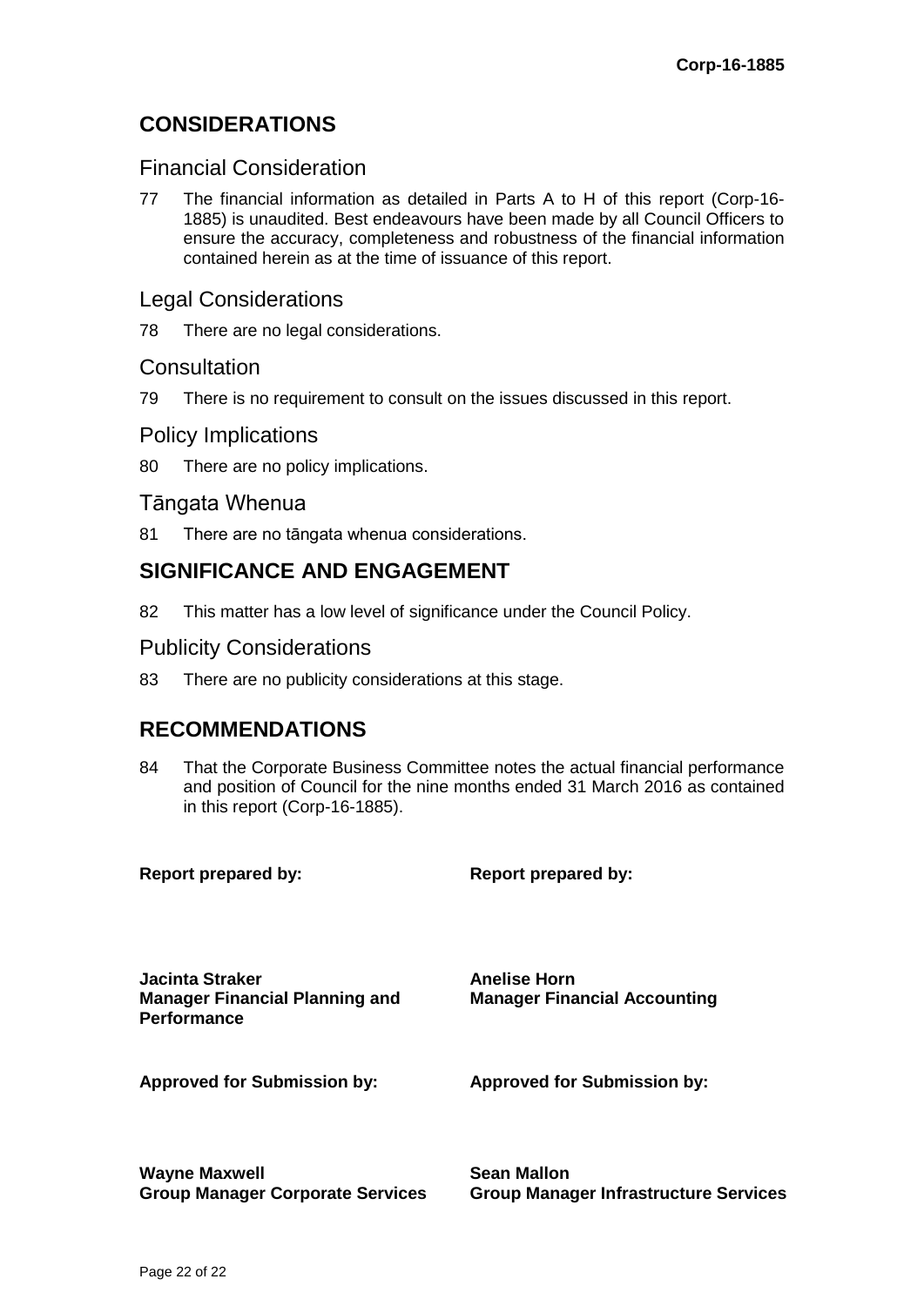## CONSIDERATIONS

### Financial Consideration

77 The financial information as detailed in Parts A to H of this report (Corp-16-1885) is unaudited. Best endeavours have been made by all Council Officers to ensure the accuracy, completeness and robustness of the financial information contained herein as at the time of issuance of this report.

### Legal Considerations

78 There are no legal considerations.

### Consultation

79 There is no requirement to consult on the issues discussed in this report.

### Policy Implications

80 There are no policy implications.

### Tāngata Whenua

81 There are no tāngata whenua considerations.

## SIGNIFICANCE AND ENGAGEMENT

82 This matter has a low level of significance under the Council Policy.

### Publicity Considerations

83 There are no publicity considerations at this stage.

## RECOMMENDATIONS

84 That the Corporate Business Committee notes the actual financial performance and position of Council for the nine months ended 31 March 2016 as contained in this report (Corp-16-1885).

**Report prepared by:**

**Jacinta Straker**
**Manager Financial Planning and Performance**

**Report prepared by:**

**Anelise Horn**
**Manager Financial Accounting**

**Approved for Submission by:**

**Wayne Maxwell**
**Group Manager Corporate Services**

**Approved for Submission by:**

**Sean Mallon**
**Group Manager Infrastructure Services**